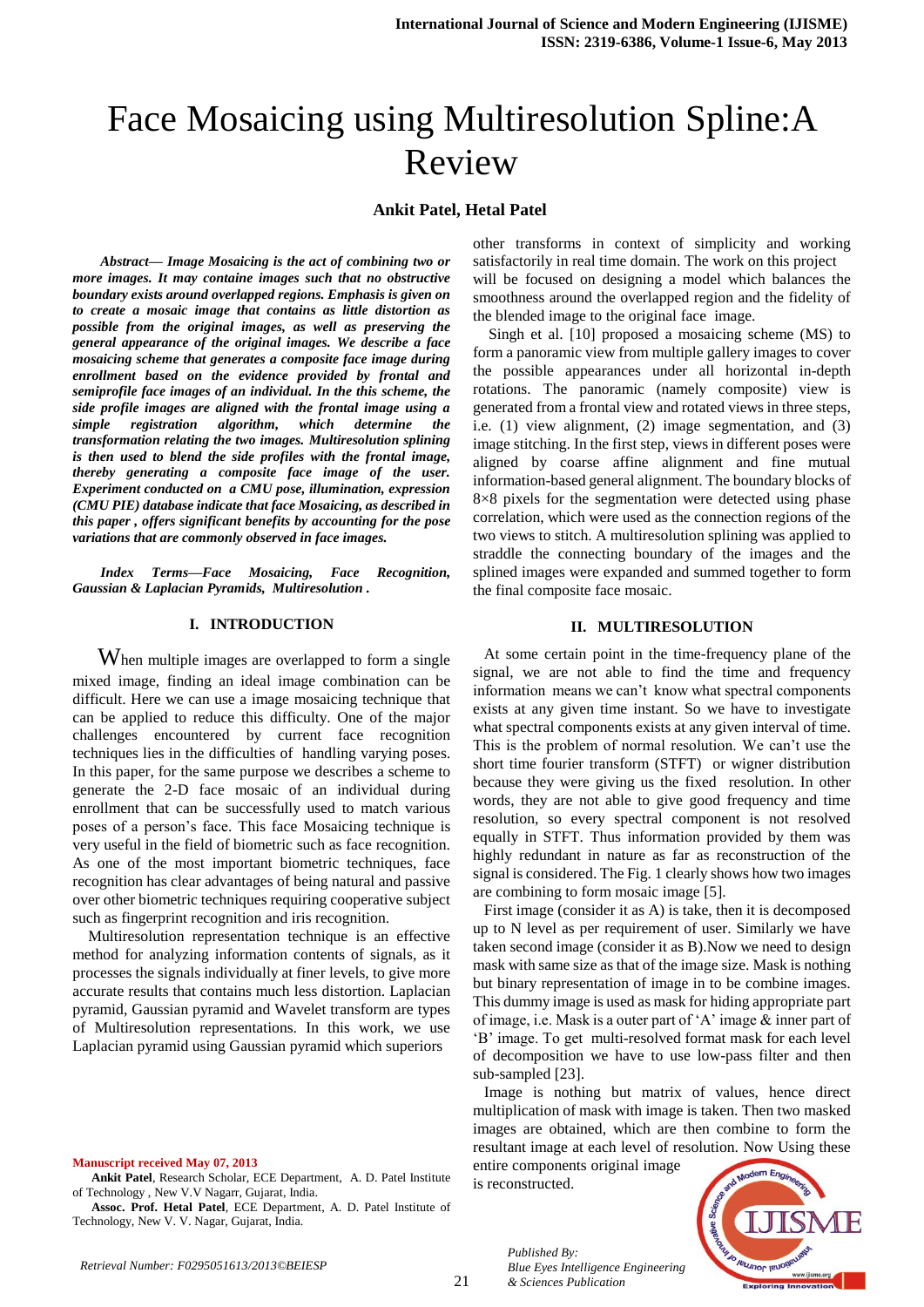# Face Mosaicing using Multiresolution Spline:A Review

**Ankit Patel, Hetal Patel**

***Abstract— Image Mosaicing is the act of combining two or more images. It may containe images such that no obstructive boundary exists around overlapped regions. Emphasis is given on to create a mosaic image that contains as little distortion as possible from the original images, as well as preserving the general appearance of the original images. We describe a face mosaicing scheme that generates a composite face image during enrollment based on the evidence provided by frontal and semiprofile face images of an individual. In the this scheme, the side profile images are aligned with the frontal image using a simple registration algorithm, which determine the transformation relating the two images. Multiresolution splining is then used to blend the side profiles with the frontal image, thereby generating a composite face image of the user. Experiment conducted on a CMU pose, illumination, expression (CMU PIE) database indicate that face Mosaicing, as described in this paper , offers significant benefits by accounting for the pose variations that are commonly observed in face images.***

***Index Terms—Face Mosaicing, Face Recognition, Gaussian & Laplacian Pyramids, Multiresolution .***

## I. INTRODUCTION

When multiple images are overlapped to form a single mixed image, finding an ideal image combination can be difficult. Here we can use a image mosaicing technique that can be applied to reduce this difficulty. One of the major challenges encountered by current face recognition techniques lies in the difficulties of handling varying poses. In this paper, for the same purpose we describes a scheme to generate the 2-D face mosaic of an individual during enrollment that can be successfully used to match various poses of a person's face. This face Mosaicing technique is very useful in the field of biometric such as face recognition. As one of the most important biometric techniques, face recognition has clear advantages of being natural and passive over other biometric techniques requiring cooperative subject such as fingerprint recognition and iris recognition.

Multiresolution representation technique is an effective method for analyzing information contents of signals, as it processes the signals individually at finer levels, to give more accurate results that contains much less distortion. Laplacian pyramid, Gaussian pyramid and Wavelet transform are types of Multiresolution representations. In this work, we use Laplacian pyramid using Gaussian pyramid which superiors other transforms in context of simplicity and working satisfactorily in real time domain. The work on this project will be focused on designing a model which balances the smoothness around the overlapped region and the fidelity of the blended image to the original face image.

Singh et al. [10] proposed a mosaicing scheme (MS) to form a panoramic view from multiple gallery images to cover the possible appearances under all horizontal in-depth rotations. The panoramic (namely composite) view is generated from a frontal view and rotated views in three steps, i.e. (1) view alignment, (2) image segmentation, and (3) image stitching. In the first step, views in different poses were aligned by coarse affine alignment and fine mutual information-based general alignment. The boundary blocks of 8×8 pixels for the segmentation were detected using phase correlation, which were used as the connection regions of the two views to stitch. A multiresolution splining was applied to straddle the connecting boundary of the images and the splined images were expanded and summed together to form the final composite face mosaic.

## II. MULTIRESOLUTION

At some certain point in the time-frequency plane of the signal, we are not able to find the time and frequency information means we can't know what spectral components exists at any given time instant. So we have to investigate what spectral components exists at any given interval of time. This is the problem of normal resolution. We can't use the short time fourier transform (STFT) or wigner distribution because they were giving us the fixed resolution. In other words, they are not able to give good frequency and time resolution, so every spectral component is not resolved equally in STFT. Thus information provided by them was highly redundant in nature as far as reconstruction of the signal is considered. The Fig. 1 clearly shows how two images are combining to form mosaic image [5].

First image (consider it as A) is take, then it is decomposed up to N level as per requirement of user. Similarly we have taken second image (consider it as B).Now we need to design mask with same size as that of the image size. Mask is nothing but binary representation of image in to be combine images. This dummy image is used as mask for hiding appropriate part of image, i.e. Mask is a outer part of 'A' image & inner part of 'B' image. To get multi-resolved format mask for each level of decomposition we have to use low-pass filter and then sub-sampled [23].

Image is nothing but matrix of values, hence direct multiplication of mask with image is taken. Then two masked images are obtained, which are then combine to form the resultant image at each level of resolution. Now Using these entire components original image is reconstructed.

**Manuscript received May 07, 2013**

**Ankit Patel**, Research Scholar, ECE Department, A. D. Patel Institute of Technology , New V.V Nagarr, Gujarat, India.

**Assoc. Prof. Hetal Patel**, ECE Department, A. D. Patel Institute of Technology, New V. V. Nagar, Gujarat, India.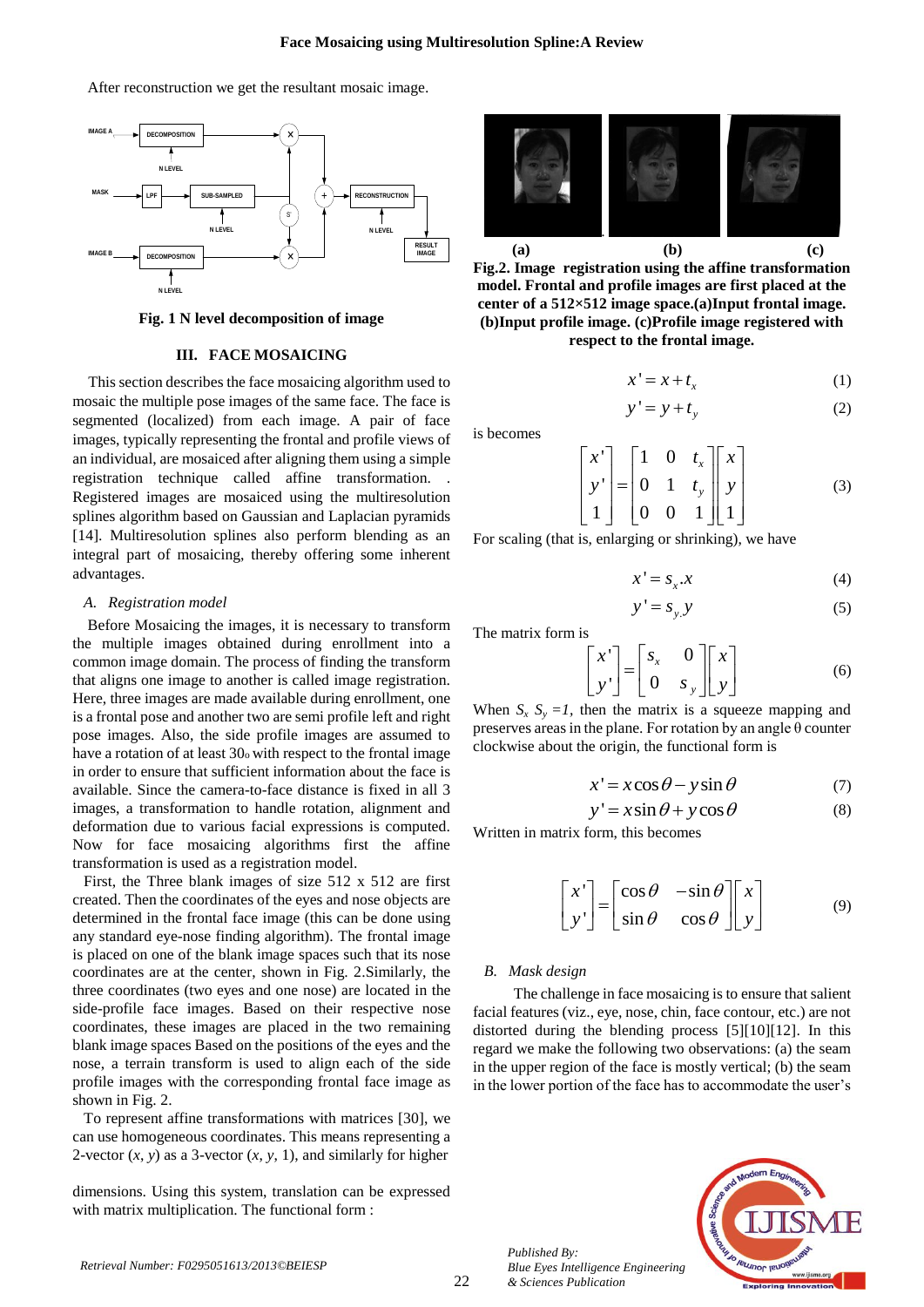After reconstruction we get the resultant mosaic image.

IMAGE A
DECOMPOSITION
N LEVEL
MASK
LPF
SUB-SAMPLED
N LEVEL
S'
RECONSTRUCTION
N LEVEL
RESULT IMAGE
IMAGE B
DECOMPOSITION
N LEVEL

**Fig. 1 N level decomposition of image**

## III. FACE MOSAICING

This section describes the face mosaicing algorithm used to mosaic the multiple pose images of the same face. The face is segmented (localized) from each image. A pair of face images, typically representing the frontal and profile views of an individual, are mosaiced after aligning them using a simple registration technique called affine transformation. . Registered images are mosaiced using the multiresolution splines algorithm based on Gaussian and Laplacian pyramids [14]. Multiresolution splines also perform blending as an integral part of mosaicing, thereby offering some inherent advantages.

### *A. Registration model*

Before Mosaicing the images, it is necessary to transform the multiple images obtained during enrollment into a common image domain. The process of finding the transform that aligns one image to another is called image registration. Here, three images are made available during enrollment, one is a frontal pose and another two are semi profile left and right pose images. Also, the side profile images are assumed to have a rotation of at least 30o with respect to the frontal image in order to ensure that sufficient information about the face is available. Since the camera-to-face distance is fixed in all 3 images, a transformation to handle rotation, alignment and deformation due to various facial expressions is computed. Now for face mosaicing algorithms first the affine transformation is used as a registration model.

First, the Three blank images of size 512 x 512 are first created. Then the coordinates of the eyes and nose objects are determined in the frontal face image (this can be done using any standard eye-nose finding algorithm). The frontal image is placed on one of the blank image spaces such that its nose coordinates are at the center, shown in Fig. 2.Similarly, the three coordinates (two eyes and one nose) are located in the side-profile face images. Based on their respective nose coordinates, these images are placed in the two remaining blank image spaces Based on the positions of the eyes and the nose, a terrain transform is used to align each of the side profile images with the corresponding frontal face image as shown in Fig. 2.

To represent affine transformations with matrices [30], we can use homogeneous coordinates. This means representing a 2-vector ($x$, $y$) as a 3-vector ($x$, $y$, 1), and similarly for higher dimensions. Using this system, translation can be expressed with matrix multiplication. The functional form :

(a) (b) (c)

**Fig.2. Image registration using the affine transformation model. Frontal and profile images are first placed at the center of a 512×512 image space.(a)Input frontal image. (b)Input profile image. (c)Profile image registered with respect to the frontal image.**

$$x' = x + t_x \tag{1}$$

$$y' = y + t_y \tag{2}$$

is becomes

$$\begin{bmatrix} x' \\ y' \\ 1 \end{bmatrix} = \begin{bmatrix} 1 & 0 & t_x \\ 0 & 1 & t_y \\ 0 & 0 & 1 \end{bmatrix} \begin{bmatrix} x \\ y \\ 1 \end{bmatrix} \tag{3}$$

For scaling (that is, enlarging or shrinking), we have

$$x' = s_x . x \tag{4}$$

$$y' = s_{y.} y \tag{5}$$

The matrix form is

$$\begin{bmatrix} x' \\ y' \end{bmatrix} = \begin{bmatrix} s_x & 0 \\ 0 & s_y \end{bmatrix} \begin{bmatrix} x \\ y \end{bmatrix} \tag{6}$$

When $S_x$ $S_y = 1$, then the matrix is a squeeze mapping and preserves areas in the plane. For rotation by an angle θ counter clockwise about the origin, the functional form is

$$x' = x\cos\theta - y\sin\theta \tag{7}$$

$$y' = x\sin\theta + y\cos\theta \tag{8}$$

Written in matrix form, this becomes

$$\begin{bmatrix} x' \\ y' \end{bmatrix} = \begin{bmatrix} \cos\theta & -\sin\theta \\ \sin\theta & \cos\theta \end{bmatrix} \begin{bmatrix} x \\ y \end{bmatrix} \tag{9}$$

### *B. Mask design*

The challenge in face mosaicing is to ensure that salient facial features (viz., eye, nose, chin, face contour, etc.) are not distorted during the blending process [5][10][12]. In this regard we make the following two observations: (a) the seam in the upper region of the face is mostly vertical; (b) the seam in the lower portion of the face has to accommodate the user's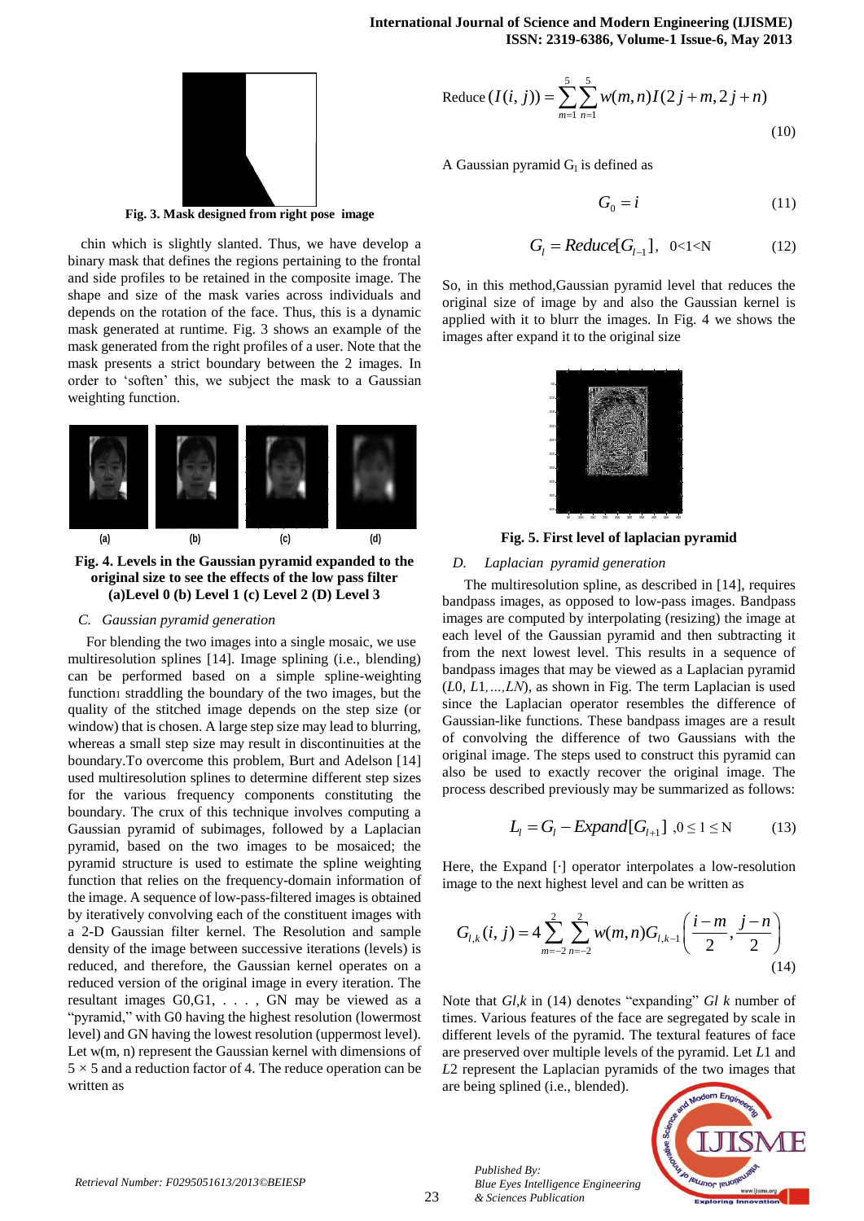Fig. 3. Mask designed from right pose image

chin which is slightly slanted. Thus, we have develop a binary mask that defines the regions pertaining to the frontal and side profiles to be retained in the composite image. The shape and size of the mask varies across individuals and depends on the rotation of the face. Thus, this is a dynamic mask generated at runtime. Fig. 3 shows an example of the mask generated from the right profiles of a user. Note that the mask presents a strict boundary between the 2 images. In order to 'soften' this, we subject the mask to a Gaussian weighting function.

(a) (b) (c) (d)

**Fig. 4. Levels in the Gaussian pyramid expanded to the original size to see the effects of the low pass filter (a)Level 0 (b) Level 1 (c) Level 2 (D) Level 3**

### *C. Gaussian pyramid generation*

For blending the two images into a single mosaic, we use multiresolution splines [14]. Image splining (i.e., blending) can be performed based on a simple spline-weighting function1 straddling the boundary of the two images, but the quality of the stitched image depends on the step size (or window) that is chosen. A large step size may lead to blurring, whereas a small step size may result in discontinuities at the boundary.To overcome this problem, Burt and Adelson [14] used multiresolution splines to determine different step sizes for the various frequency components constituting the boundary. The crux of this technique involves computing a Gaussian pyramid of subimages, followed by a Laplacian pyramid, based on the two images to be mosaiced; the pyramid structure is used to estimate the spline weighting function that relies on the frequency-domain information of the image. A sequence of low-pass-filtered images is obtained by iteratively convolving each of the constituent images with a 2-D Gaussian filter kernel. The Resolution and sample density of the image between successive iterations (levels) is reduced, and therefore, the Gaussian kernel operates on a reduced version of the original image in every iteration. The resultant images G0,G1, . . . , GN may be viewed as a "pyramid," with G0 having the highest resolution (lowermost level) and GN having the lowest resolution (uppermost level). Let w(m, n) represent the Gaussian kernel with dimensions of $5 \times 5$ and a reduction factor of 4. The reduce operation can be written as

$$\text{Reduce}\,(I(i,j)) = \sum_{m=1}^{5}\sum_{n=1}^{5} w(m,n) I(2j+m, 2j+n) \tag{10}$$

A Gaussian pyramid $G_l$ is defined as

$$G_0 = i \tag{11}$$

$$G_l = Reduce[G_{l-1}],\ \ 0<1<N \tag{12}$$

So, in this method,Gaussian pyramid level that reduces the original size of image by and also the Gaussian kernel is applied with it to blurr the images. In Fig. 4 we shows the images after expand it to the original size

**Fig. 5. First level of laplacian pyramid**

### *D. Laplacian pyramid generation*

The multiresolution spline, as described in [14], requires bandpass images, as opposed to low-pass images. Bandpass images are computed by interpolating (resizing) the image at each level of the Gaussian pyramid and then subtracting it from the next lowest level. This results in a sequence of bandpass images that may be viewed as a Laplacian pyramid (*L*0, *L*1*,…,LN*), as shown in Fig. The term Laplacian is used since the Laplacian operator resembles the difference of Gaussian-like functions. These bandpass images are a result of convolving the difference of two Gaussians with the original image. The steps used to construct this pyramid can also be used to exactly recover the original image. The process described previously may be summarized as follows:

$$L_l = G_l - Expand[G_{l+1}]\ ,0 \le 1 \le N \tag{13}$$

Here, the Expand [·] operator interpolates a low-resolution image to the next highest level and can be written as

$$G_{l,k}(i,j) = 4\sum_{m=-2}^{2}\sum_{n=-2}^{2} w(m,n) G_{l,k-1}\left(\frac{i-m}{2}, \frac{j-n}{2}\right) \tag{14}$$

Note that *Gl,k* in (14) denotes "expanding" *Gl k* number of times. Various features of the face are segregated by scale in different levels of the pyramid. The textural features of face are preserved over multiple levels of the pyramid. Let *L*1 and *L*2 represent the Laplacian pyramids of the two images that are being splined (i.e., blended).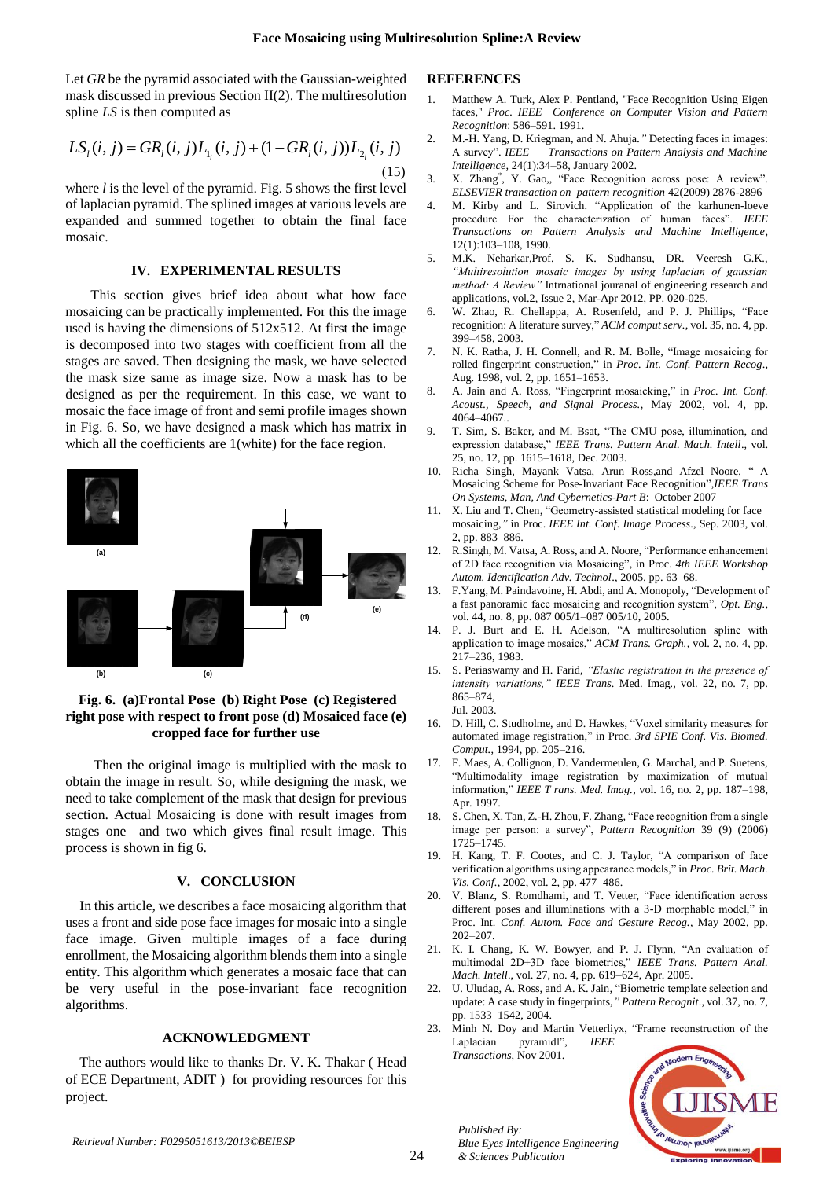Let *GR* be the pyramid associated with the Gaussian-weighted mask discussed in previous Section II(2). The multiresolution spline *LS* is then computed as

$$LS_l(i,j) = GR_l(i,j)L_{1_l}(i,j) + (1 - GR_l(i,j))L_{2_l}(i,j) \quad (15)$$

where *l* is the level of the pyramid. Fig. 5 shows the first level of laplacian pyramid. The splined images at various levels are expanded and summed together to obtain the final face mosaic.

## IV. EXPERIMENTAL RESULTS

This section gives brief idea about what how face mosaicing can be practically implemented. For this the image used is having the dimensions of 512x512. At first the image is decomposed into two stages with coefficient from all the stages are saved. Then designing the mask, we have selected the mask size same as image size. Now a mask has to be designed as per the requirement. In this case, we want to mosaic the face image of front and semi profile images shown in Fig. 6. So, we have designed a mask which has matrix in which all the coefficients are 1(white) for the face region.

(a)

(b)

(c)

(d)

(e)

**Fig. 6. (a)Frontal Pose (b) Right Pose (c) Registered right pose with respect to front pose (d) Mosaiced face (e) cropped face for further use**

Then the original image is multiplied with the mask to obtain the image in result. So, while designing the mask, we need to take complement of the mask that design for previous section. Actual Mosaicing is done with result images from stages one and two which gives final result image. This process is shown in fig 6.

## V. CONCLUSION

In this article, we describes a face mosaicing algorithm that uses a front and side pose face images for mosaic into a single face image. Given multiple images of a face during enrollment, the Mosaicing algorithm blends them into a single entity. This algorithm which generates a mosaic face that can be very useful in the pose-invariant face recognition algorithms.

## ACKNOWLEDGMENT

The authors would like to thanks Dr. V. K. Thakar ( Head of ECE Department, ADIT ) for providing resources for this project.

## REFERENCES

1. Matthew A. Turk, Alex P. Pentland, "Face Recognition Using Eigen faces," *Proc. IEEE Conference on Computer Vision and Pattern Recognition*: 586–591. 1991.
2. M.-H. Yang, D. Kriegman, and N. Ahuja.*"* Detecting faces in images: A survey". *IEEE Transactions on Pattern Analysis and Machine Intelligence*, 24(1):34–58, January 2002.
3. X. Zhang*, Y. Gao,, "Face Recognition across pose: A review". *ELSEVIER transaction on pattern recognition* 42(2009) 2876-2896
4. M. Kirby and L. Sirovich. "Application of the karhunen-loeve procedure For the characterization of human faces". *IEEE Transactions on Pattern Analysis and Machine Intelligence*, 12(1):103–108, 1990.
5. M.K. Neharkar,Prof. S. K. Sudhansu, DR. Veeresh G.K., *"Multiresolution mosaic images by using laplacian of gaussian method: A Review"* Intrnational jouranal of engineering research and applications, vol.2, Issue 2, Mar-Apr 2012, PP. 020-025.
6. W. Zhao, R. Chellappa, A. Rosenfeld, and P. J. Phillips, "Face recognition: A literature survey," *ACM comput serv.*, vol. 35, no. 4, pp. 399–458, 2003.
7. N. K. Ratha, J. H. Connell, and R. M. Bolle, "Image mosaicing for rolled fingerprint construction," in *Proc. Int. Conf. Pattern Recog.*, Aug. 1998, vol. 2, pp. 1651–1653.
8. A. Jain and A. Ross, "Fingerprint mosaicking," in *Proc. Int. Conf. Acoust., Speech, and Signal Process.*, May 2002, vol. 4, pp. 4064–4067..
9. T. Sim, S. Baker, and M. Bsat, "The CMU pose, illumination, and expression database," *IEEE Trans. Pattern Anal. Mach. Intell*., vol. 25, no. 12, pp. 1615–1618, Dec. 2003.
10. Richa Singh, Mayank Vatsa, Arun Ross,and Afzel Noore, " A Mosaicing Scheme for Pose-Invariant Face Recognition",*IEEE Trans On Systems, Man, And Cybernetics-Part B*: October 2007
11. X. Liu and T. Chen, "Geometry-assisted statistical modeling for face mosaicing,*"* in Proc. *IEEE Int. Conf. Image Process*., Sep. 2003, vol. 2, pp. 883–886.
12. R.Singh, M. Vatsa, A. Ross, and A. Noore, "Performance enhancement of 2D face recognition via Mosaicing", in Proc. *4th IEEE Workshop Autom. Identification Adv. Technol*., 2005, pp. 63–68.
13. F.Yang, M. Paindavoine, H. Abdi, and A. Monopoly, "Development of a fast panoramic face mosaicing and recognition system", *Opt. Eng.*, vol. 44, no. 8, pp. 087 005/1–087 005/10, 2005.
14. P. J. Burt and E. H. Adelson, "A multiresolution spline with application to image mosaics," *ACM Trans. Graph.*, vol. 2, no. 4, pp. 217–236, 1983.
15. S. Periaswamy and H. Farid, *"Elastic registration in the presence of intensity variations," IEEE Trans*. Med. Imag., vol. 22, no. 7, pp. 865–874, Jul. 2003.
16. D. Hill, C. Studholme, and D. Hawkes, "Voxel similarity measures for automated image registration," in Proc. *3rd SPIE Conf. Vis. Biomed. Comput.*, 1994, pp. 205–216.
17. F. Maes, A. Collignon, D. Vandermeulen, G. Marchal, and P. Suetens, "Multimodality image registration by maximization of mutual information," *IEEE T rans. Med. Imag.*, vol. 16, no. 2, pp. 187–198, Apr. 1997.
18. S. Chen, X. Tan, Z.-H. Zhou, F. Zhang, "Face recognition from a single image per person: a survey", *Pattern Recognition* 39 (9) (2006) 1725–1745.
19. H. Kang, T. F. Cootes, and C. J. Taylor, "A comparison of face verification algorithms using appearance models," in *Proc. Brit. Mach. Vis. Conf.*, 2002, vol. 2, pp. 477–486.
20. V. Blanz, S. Romdhami, and T. Vetter, "Face identification across different poses and illuminations with a 3-D morphable model," in Proc. Int. *Conf. Autom. Face and Gesture Recog.*, May 2002, pp. 202–207.
21. K. I. Chang, K. W. Bowyer, and P. J. Flynn, "An evaluation of multimodal 2D+3D face biometrics," *IEEE Trans. Pattern Anal. Mach. Intell*., vol. 27, no. 4, pp. 619–624, Apr. 2005.
22. U. Uludag, A. Ross, and A. K. Jain, "Biometric template selection and update: A case study in fingerprints,*" Pattern Recognit*., vol. 37, no. 7, pp. 1533–1542, 2004.
23. Minh N. Doy and Martin Vetterliyx, "Frame reconstruction of the Laplacian pyramid|", *IEEE Transactions*, Nov 2001.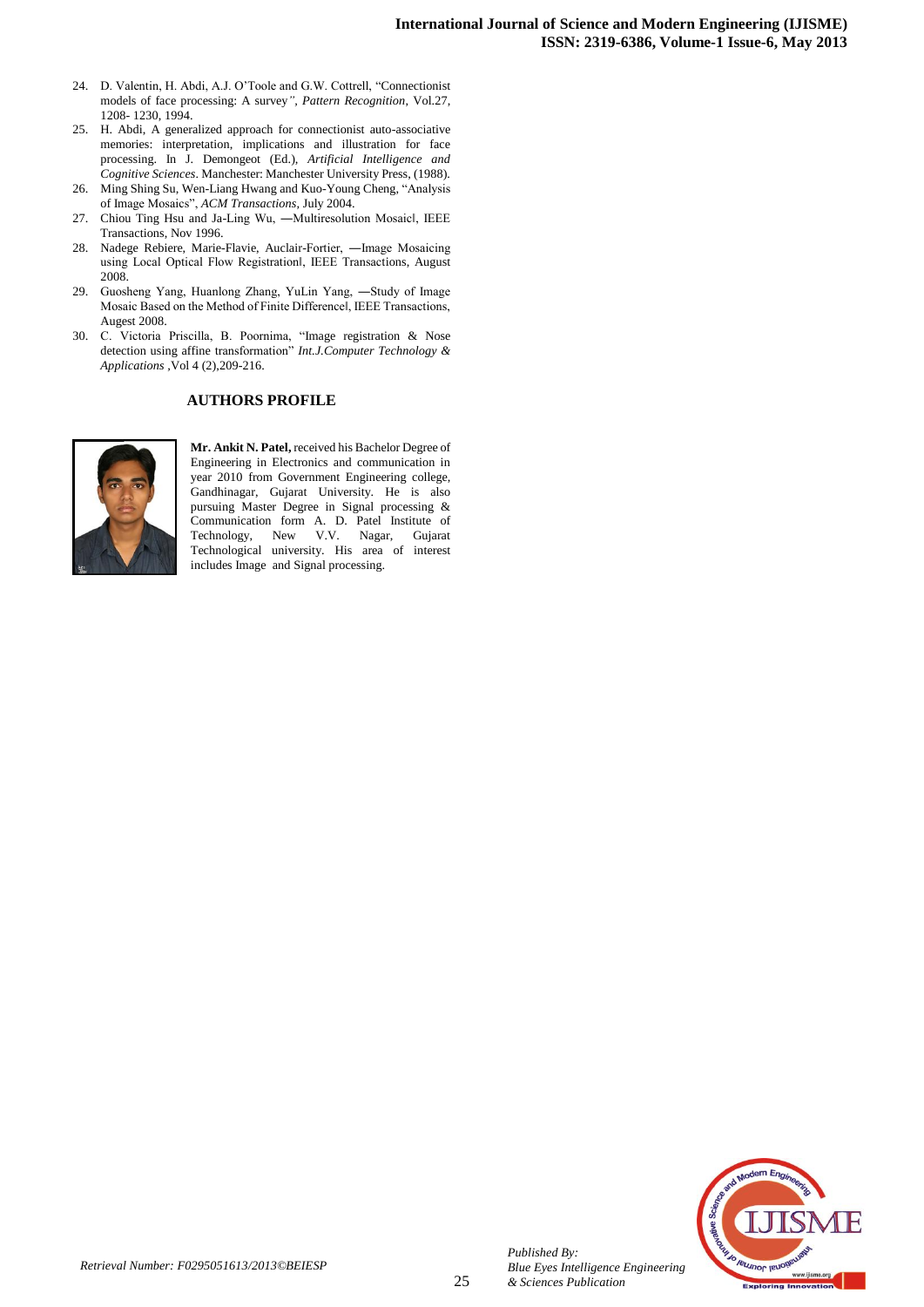24. D. Valentin, H. Abdi, A.J. O'Toole and G.W. Cottrell, "Connectionist models of face processing: A survey", *Pattern Recognition*, Vol.27, 1208- 1230, 1994.
25. H. Abdi, A generalized approach for connectionist auto-associative memories: interpretation, implications and illustration for face processing. In J. Demongeot (Ed.), *Artificial Intelligence and Cognitive Sciences*. Manchester: Manchester University Press, (1988).
26. Ming Shing Su, Wen-Liang Hwang and Kuo-Young Cheng, "Analysis of Image Mosaics", *ACM Transactions*, July 2004.
27. Chiou Ting Hsu and Ja-Ling Wu, ―Multiresolution Mosaic‖, IEEE Transactions, Nov 1996.
28. Nadege Rebiere, Marie-Flavie, Auclair-Fortier, ―Image Mosaicing using Local Optical Flow Registration‖, IEEE Transactions, August 2008.
29. Guosheng Yang, Huanlong Zhang, YuLin Yang, ―Study of Image Mosaic Based on the Method of Finite Difference‖, IEEE Transactions, Augest 2008.
30. C. Victoria Priscilla, B. Poornima, "Image registration & Nose detection using affine transformation" *Int.J.Computer Technology & Applications* ,Vol 4 (2),209-216.

## AUTHORS PROFILE

**Mr. Ankit N. Patel,** received his Bachelor Degree of Engineering in Electronics and communication in year 2010 from Government Engineering college, Gandhinagar, Gujarat University. He is also pursuing Master Degree in Signal processing & Communication form A. D. Patel Institute of Technology, New V.V. Nagar, Gujarat Technological university. His area of interest includes Image and Signal processing.